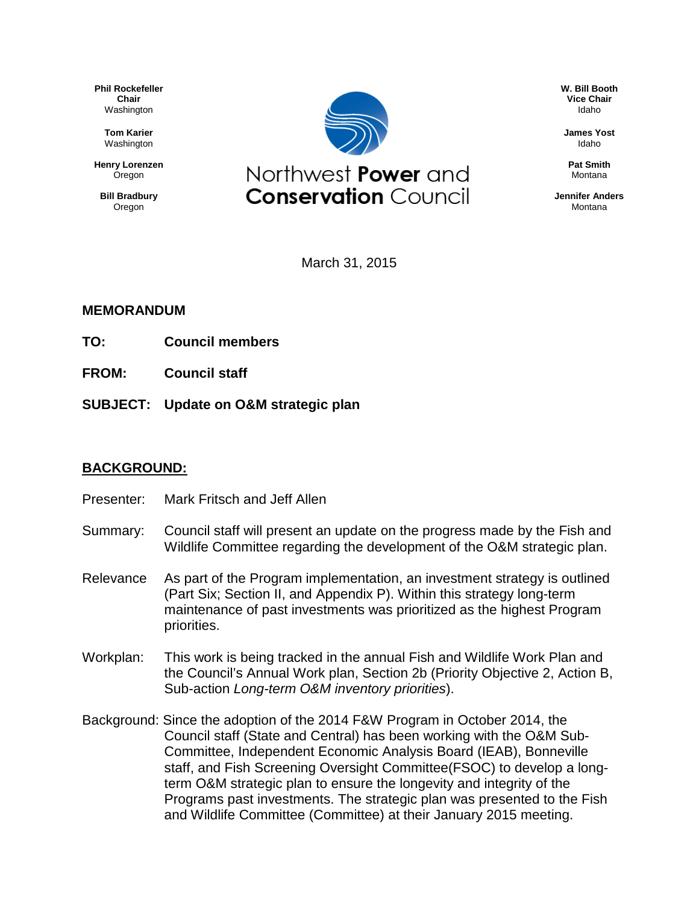**Phil Rockefeller**
**Chair**
Washington

**Tom Karier**
Washington

**Henry Lorenzen**
Oregon

**Bill Bradbury**
Oregon

Northwest **Power** and
**Conservation** Council

**W. Bill Booth**
**Vice Chair**
Idaho

**James Yost**
Idaho

**Pat Smith**
Montana

**Jennifer Anders**
Montana

March 31, 2015

**MEMORANDUM**

**TO:** Council members

**FROM:** Council staff

**SUBJECT:** Update on O&M strategic plan

## BACKGROUND:

Presenter: Mark Fritsch and Jeff Allen

Summary: Council staff will present an update on the progress made by the Fish and Wildlife Committee regarding the development of the O&M strategic plan.

Relevance As part of the Program implementation, an investment strategy is outlined (Part Six; Section II, and Appendix P). Within this strategy long-term maintenance of past investments was prioritized as the highest Program priorities.

Workplan: This work is being tracked in the annual Fish and Wildlife Work Plan and the Council's Annual Work plan, Section 2b (Priority Objective 2, Action B, Sub-action *Long-term O&M inventory priorities*).

Background: Since the adoption of the 2014 F&W Program in October 2014, the Council staff (State and Central) has been working with the O&M Sub-Committee, Independent Economic Analysis Board (IEAB), Bonneville staff, and Fish Screening Oversight Committee(FSOC) to develop a long-term O&M strategic plan to ensure the longevity and integrity of the Programs past investments. The strategic plan was presented to the Fish and Wildlife Committee (Committee) at their January 2015 meeting.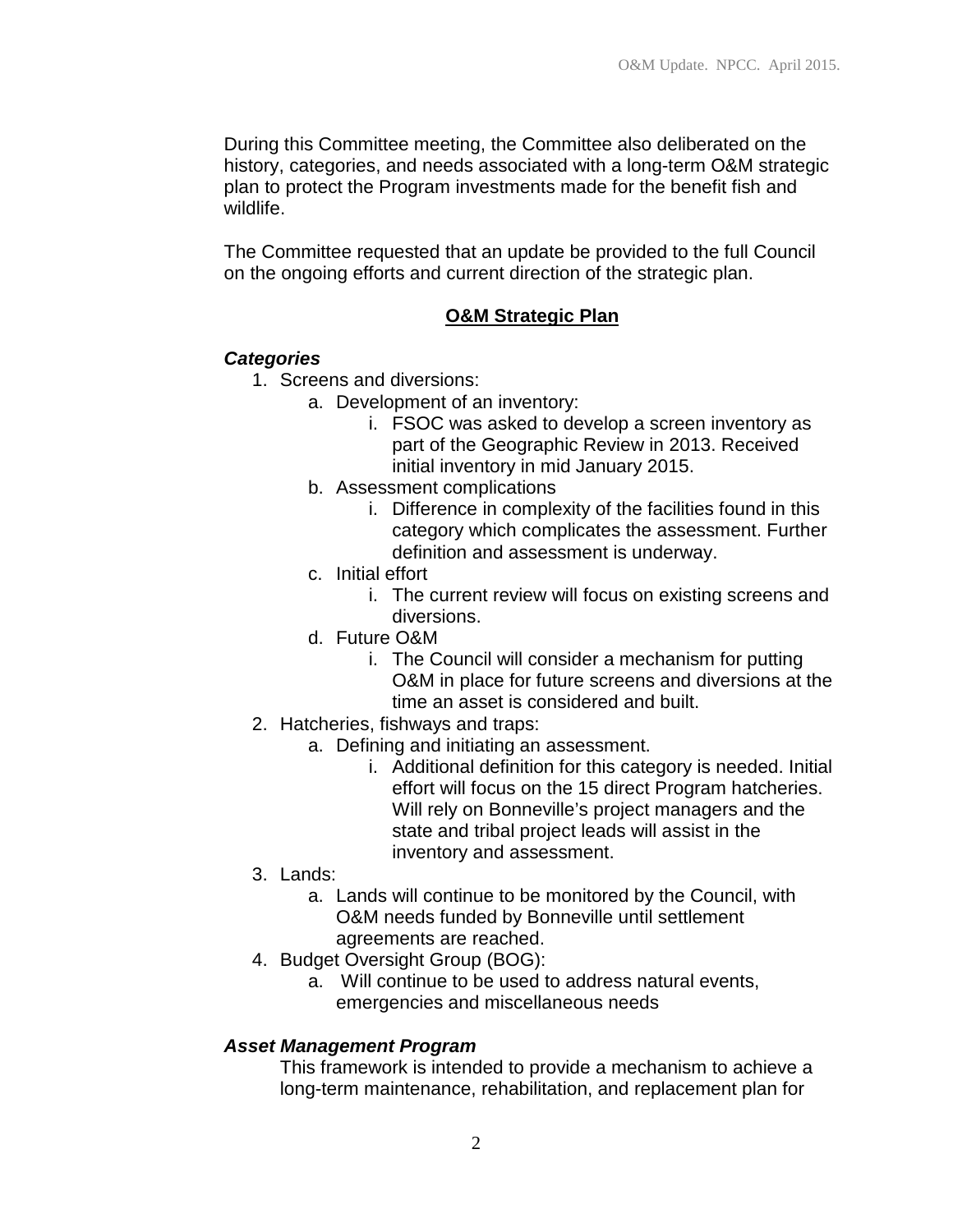During this Committee meeting, the Committee also deliberated on the history, categories, and needs associated with a long-term O&M strategic plan to protect the Program investments made for the benefit fish and wildlife.

The Committee requested that an update be provided to the full Council on the ongoing efforts and current direction of the strategic plan.

## O&M Strategic Plan

### *Categories*

1. Screens and diversions:
   a. Development of an inventory:
      i. FSOC was asked to develop a screen inventory as part of the Geographic Review in 2013. Received initial inventory in mid January 2015.
   b. Assessment complications
      i. Difference in complexity of the facilities found in this category which complicates the assessment. Further definition and assessment is underway.
   c. Initial effort
      i. The current review will focus on existing screens and diversions.
   d. Future O&M
      i. The Council will consider a mechanism for putting O&M in place for future screens and diversions at the time an asset is considered and built.
2. Hatcheries, fishways and traps:
   a. Defining and initiating an assessment.
      i. Additional definition for this category is needed. Initial effort will focus on the 15 direct Program hatcheries. Will rely on Bonneville's project managers and the state and tribal project leads will assist in the inventory and assessment.
3. Lands:
   a. Lands will continue to be monitored by the Council, with O&M needs funded by Bonneville until settlement agreements are reached.
4. Budget Oversight Group (BOG):
   a. Will continue to be used to address natural events, emergencies and miscellaneous needs

### *Asset Management Program*

This framework is intended to provide a mechanism to achieve a long-term maintenance, rehabilitation, and replacement plan for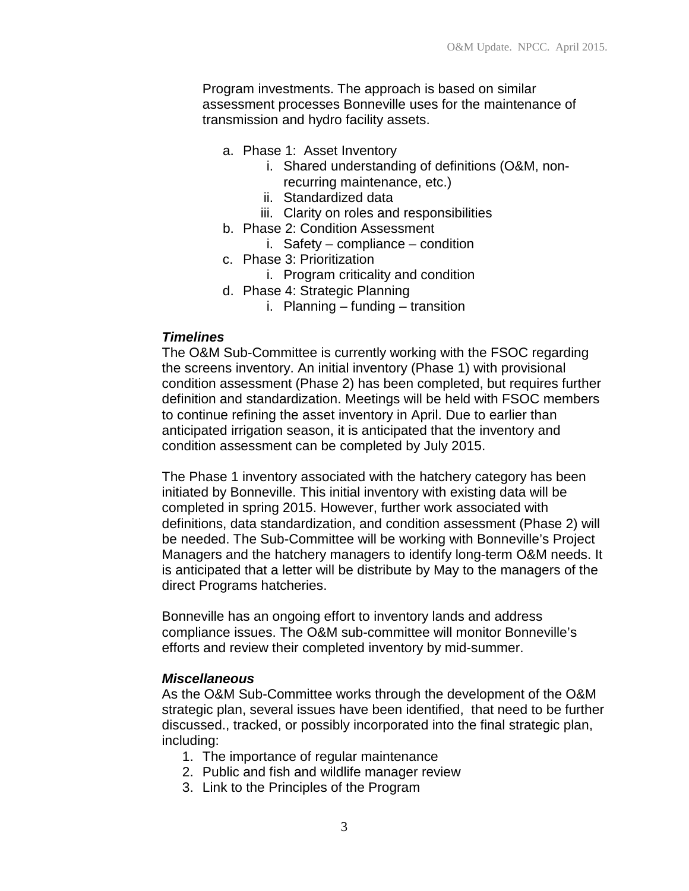Program investments. The approach is based on similar assessment processes Bonneville uses for the maintenance of transmission and hydro facility assets.

a. Phase 1: Asset Inventory
    i. Shared understanding of definitions (O&M, non-recurring maintenance, etc.)
    ii. Standardized data
    iii. Clarity on roles and responsibilities
b. Phase 2: Condition Assessment
    i. Safety – compliance – condition
c. Phase 3: Prioritization
    i. Program criticality and condition
d. Phase 4: Strategic Planning
    i. Planning – funding – transition

***Timelines***

The O&M Sub-Committee is currently working with the FSOC regarding the screens inventory. An initial inventory (Phase 1) with provisional condition assessment (Phase 2) has been completed, but requires further definition and standardization. Meetings will be held with FSOC members to continue refining the asset inventory in April. Due to earlier than anticipated irrigation season, it is anticipated that the inventory and condition assessment can be completed by July 2015.

The Phase 1 inventory associated with the hatchery category has been initiated by Bonneville. This initial inventory with existing data will be completed in spring 2015. However, further work associated with definitions, data standardization, and condition assessment (Phase 2) will be needed. The Sub-Committee will be working with Bonneville's Project Managers and the hatchery managers to identify long-term O&M needs. It is anticipated that a letter will be distribute by May to the managers of the direct Programs hatcheries.

Bonneville has an ongoing effort to inventory lands and address compliance issues. The O&M sub-committee will monitor Bonneville's efforts and review their completed inventory by mid-summer.

***Miscellaneous***

As the O&M Sub-Committee works through the development of the O&M strategic plan, several issues have been identified, that need to be further discussed., tracked, or possibly incorporated into the final strategic plan, including:

1. The importance of regular maintenance
2. Public and fish and wildlife manager review
3. Link to the Principles of the Program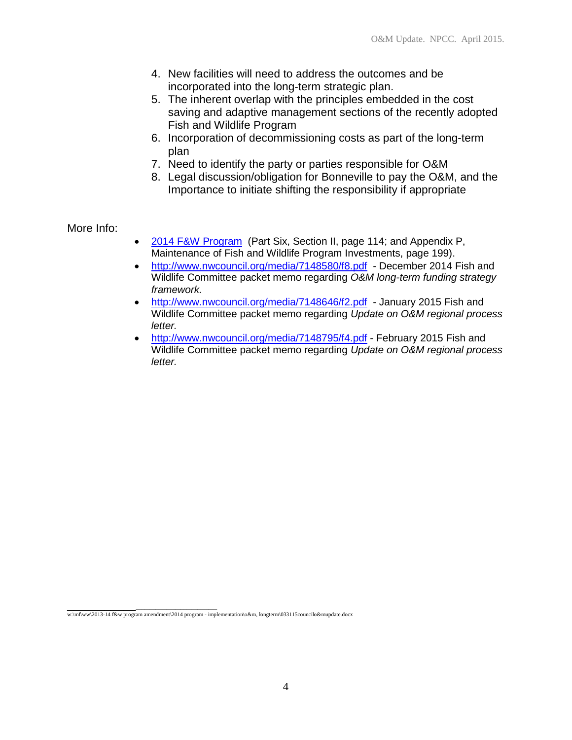4. New facilities will need to address the outcomes and be incorporated into the long-term strategic plan.
5. The inherent overlap with the principles embedded in the cost saving and adaptive management sections of the recently adopted Fish and Wildlife Program
6. Incorporation of decommissioning costs as part of the long-term plan
7. Need to identify the party or parties responsible for O&M
8. Legal discussion/obligation for Bonneville to pay the O&M, and the Importance to initiate shifting the responsibility if appropriate

More Info:

- 2014 F&W Program (Part Six, Section II, page 114; and Appendix P, Maintenance of Fish and Wildlife Program Investments, page 199).
- http://www.nwcouncil.org/media/7148580/f8.pdf - December 2014 Fish and Wildlife Committee packet memo regarding *O&M long-term funding strategy framework.*
- http://www.nwcouncil.org/media/7148646/f2.pdf - January 2015 Fish and Wildlife Committee packet memo regarding *Update on O&M regional process letter.*
- http://www.nwcouncil.org/media/7148795/f4.pdf - February 2015 Fish and Wildlife Committee packet memo regarding *Update on O&M regional process letter.*

w:\mf\ww\2013-14 f&w program amendment\2014 program - implementation\o&m, longterm\033115councilo&mupdate.docx